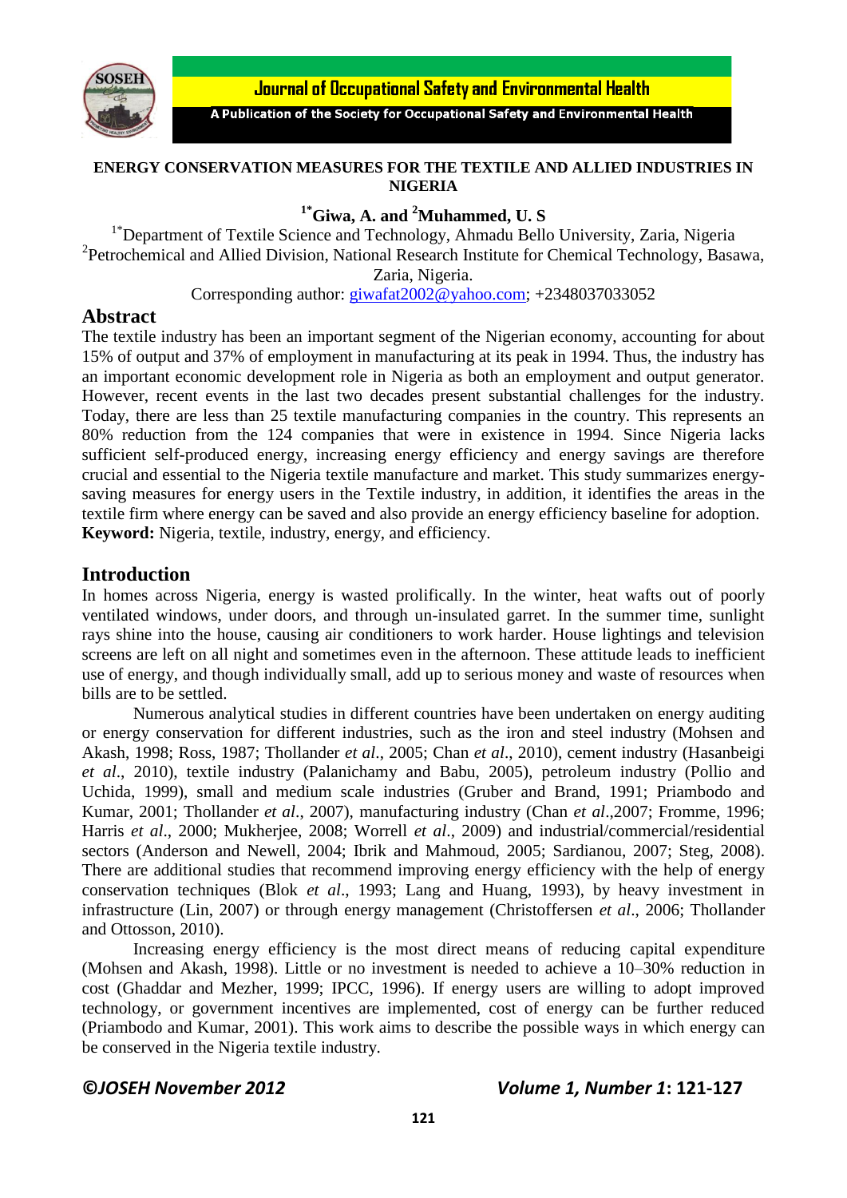# ENERGY CONSERVATION MEASURES FOR THE TEXTILE AND ALLIED INDUSTRIES IN NIGERIA

**[1*]Giwa, A. and [2]Muhammed, U. S**

[1*]Department of Textile Science and Technology, Ahmadu Bello University, Zaria, Nigeria
[2]Petrochemical and Allied Division, National Research Institute for Chemical Technology, Basawa, Zaria, Nigeria.
Corresponding author: giwafat2002@yahoo.com; +2348037033052

## Abstract

The textile industry has been an important segment of the Nigerian economy, accounting for about 15% of output and 37% of employment in manufacturing at its peak in 1994. Thus, the industry has an important economic development role in Nigeria as both an employment and output generator. However, recent events in the last two decades present substantial challenges for the industry. Today, there are less than 25 textile manufacturing companies in the country. This represents an 80% reduction from the 124 companies that were in existence in 1994. Since Nigeria lacks sufficient self-produced energy, increasing energy efficiency and energy savings are therefore crucial and essential to the Nigeria textile manufacture and market. This study summarizes energy-saving measures for energy users in the Textile industry, in addition, it identifies the areas in the textile firm where energy can be saved and also provide an energy efficiency baseline for adoption.

**Keyword:** Nigeria, textile, industry, energy, and efficiency.

## Introduction

In homes across Nigeria, energy is wasted prolifically. In the winter, heat wafts out of poorly ventilated windows, under doors, and through un-insulated garret. In the summer time, sunlight rays shine into the house, causing air conditioners to work harder. House lightings and television screens are left on all night and sometimes even in the afternoon. These attitude leads to inefficient use of energy, and though individually small, add up to serious money and waste of resources when bills are to be settled.

Numerous analytical studies in different countries have been undertaken on energy auditing or energy conservation for different industries, such as the iron and steel industry (Mohsen and Akash, 1998; Ross, 1987; Thollander *et al*., 2005; Chan *et al*., 2010), cement industry (Hasanbeigi *et al*., 2010), textile industry (Palanichamy and Babu, 2005), petroleum industry (Pollio and Uchida, 1999), small and medium scale industries (Gruber and Brand, 1991; Priambodo and Kumar, 2001; Thollander *et al*., 2007), manufacturing industry (Chan *et al*.,2007; Fromme, 1996; Harris *et al*., 2000; Mukherjee, 2008; Worrell *et al*., 2009) and industrial/commercial/residential sectors (Anderson and Newell, 2004; Ibrik and Mahmoud, 2005; Sardianou, 2007; Steg, 2008). There are additional studies that recommend improving energy efficiency with the help of energy conservation techniques (Blok *et al*., 1993; Lang and Huang, 1993), by heavy investment in infrastructure (Lin, 2007) or through energy management (Christoffersen *et al*., 2006; Thollander and Ottosson, 2010).

Increasing energy efficiency is the most direct means of reducing capital expenditure (Mohsen and Akash, 1998). Little or no investment is needed to achieve a 10–30% reduction in cost (Ghaddar and Mezher, 1999; IPCC, 1996). If energy users are willing to adopt improved technology, or government incentives are implemented, cost of energy can be further reduced (Priambodo and Kumar, 2001). This work aims to describe the possible ways in which energy can be conserved in the Nigeria textile industry.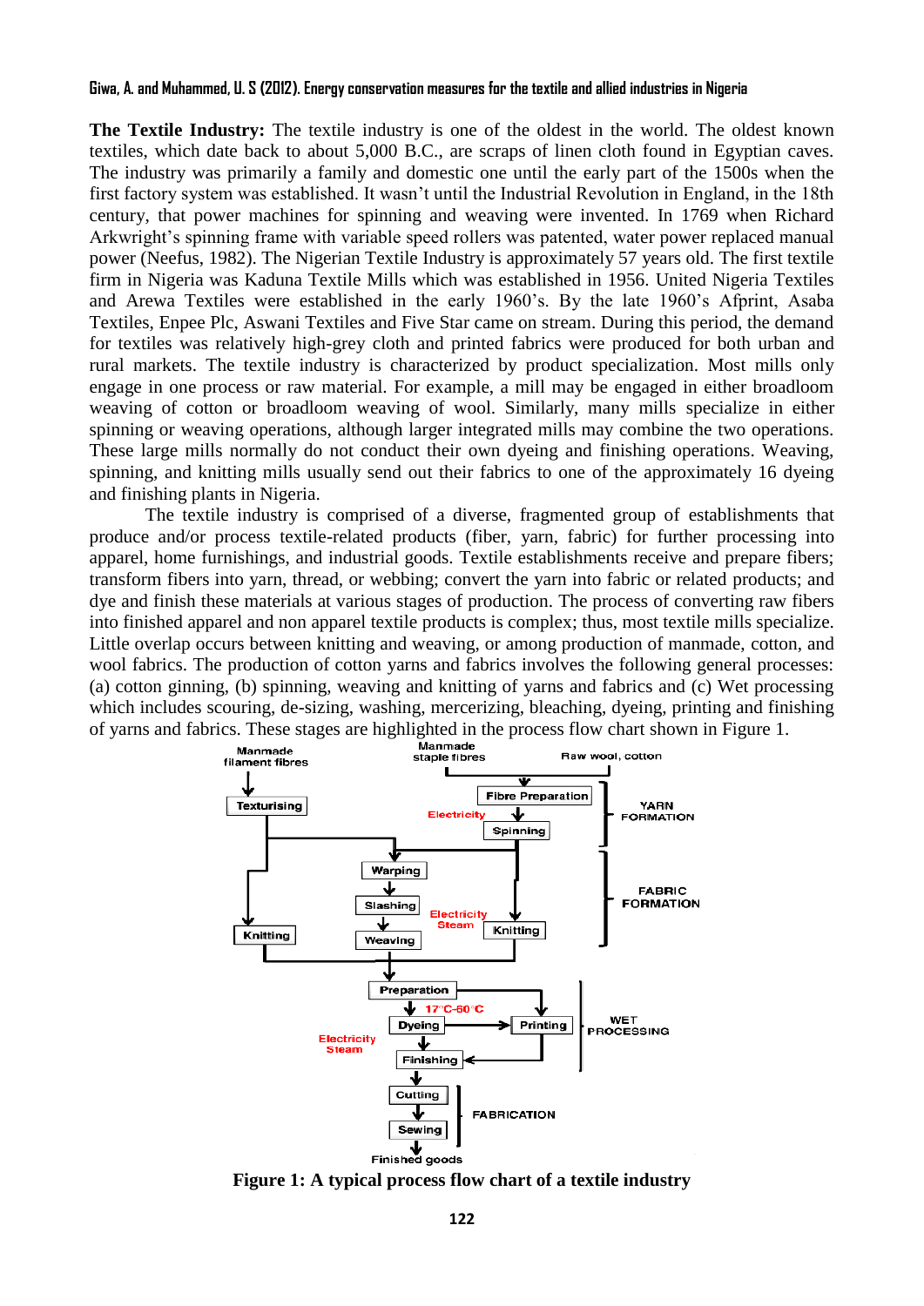**The Textile Industry:** The textile industry is one of the oldest in the world. The oldest known textiles, which date back to about 5,000 B.C., are scraps of linen cloth found in Egyptian caves. The industry was primarily a family and domestic one until the early part of the 1500s when the first factory system was established. It wasn't until the Industrial Revolution in England, in the 18th century, that power machines for spinning and weaving were invented. In 1769 when Richard Arkwright's spinning frame with variable speed rollers was patented, water power replaced manual power (Neefus, 1982). The Nigerian Textile Industry is approximately 57 years old. The first textile firm in Nigeria was Kaduna Textile Mills which was established in 1956. United Nigeria Textiles and Arewa Textiles were established in the early 1960's. By the late 1960's Afprint, Asaba Textiles, Enpee Plc, Aswani Textiles and Five Star came on stream. During this period, the demand for textiles was relatively high-grey cloth and printed fabrics were produced for both urban and rural markets. The textile industry is characterized by product specialization. Most mills only engage in one process or raw material. For example, a mill may be engaged in either broadloom weaving of cotton or broadloom weaving of wool. Similarly, many mills specialize in either spinning or weaving operations, although larger integrated mills may combine the two operations. These large mills normally do not conduct their own dyeing and finishing operations. Weaving, spinning, and knitting mills usually send out their fabrics to one of the approximately 16 dyeing and finishing plants in Nigeria.

The textile industry is comprised of a diverse, fragmented group of establishments that produce and/or process textile-related products (fiber, yarn, fabric) for further processing into apparel, home furnishings, and industrial goods. Textile establishments receive and prepare fibers; transform fibers into yarn, thread, or webbing; convert the yarn into fabric or related products; and dye and finish these materials at various stages of production. The process of converting raw fibers into finished apparel and non apparel textile products is complex; thus, most textile mills specialize. Little overlap occurs between knitting and weaving, or among production of manmade, cotton, and wool fabrics. The production of cotton yarns and fabrics involves the following general processes: (a) cotton ginning, (b) spinning, weaving and knitting of yarns and fabrics and (c) Wet processing which includes scouring, de-sizing, washing, mercerizing, bleaching, dyeing, printing and finishing of yarns and fabrics. These stages are highlighted in the process flow chart shown in Figure 1.

**Figure 1: A typical process flow chart of a textile industry**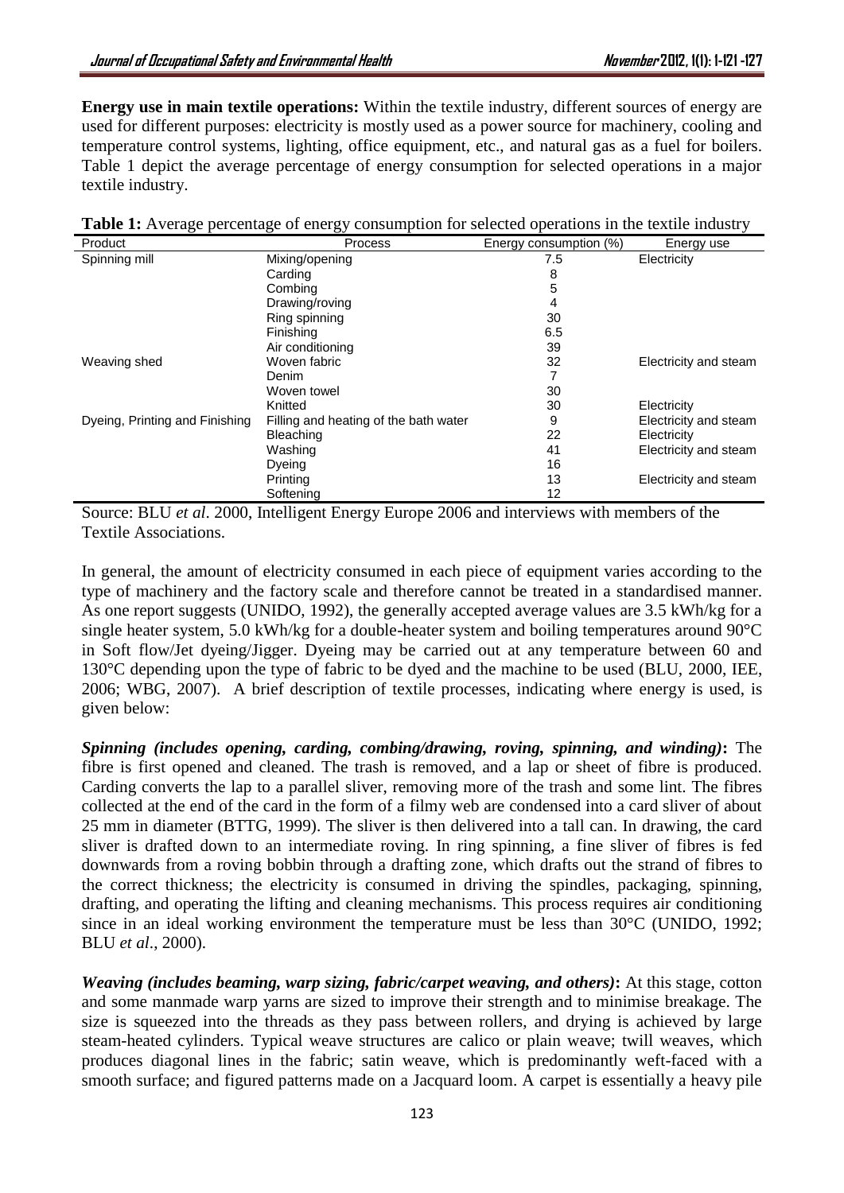**Energy use in main textile operations:** Within the textile industry, different sources of energy are used for different purposes: electricity is mostly used as a power source for machinery, cooling and temperature control systems, lighting, office equipment, etc., and natural gas as a fuel for boilers. Table 1 depict the average percentage of energy consumption for selected operations in a major textile industry.

**Table 1:** Average percentage of energy consumption for selected operations in the textile industry

| Product | Process | Energy consumption (%) | Energy use |
|---|---|---|---|
| Spinning mill | Mixing/opening | 7.5 | Electricity |
| | Carding | 8 | |
| | Combing | 5 | |
| | Drawing/roving | 4 | |
| | Ring spinning | 30 | |
| | Finishing | 6.5 | |
| | Air conditioning | 39 | |
| Weaving shed | Woven fabric | 32 | Electricity and steam |
| | Denim | 7 | |
| | Woven towel | 30 | |
| | Knitted | 30 | Electricity |
| Dyeing, Printing and Finishing | Filling and heating of the bath water | 9 | Electricity and steam |
| | Bleaching | 22 | Electricity |
| | Washing | 41 | Electricity and steam |
| | Dyeing | 16 | |
| | Printing | 13 | Electricity and steam |
| | Softening | 12 | |

Source: BLU *et al*. 2000, Intelligent Energy Europe 2006 and interviews with members of the Textile Associations.

In general, the amount of electricity consumed in each piece of equipment varies according to the type of machinery and the factory scale and therefore cannot be treated in a standardised manner. As one report suggests (UNIDO, 1992), the generally accepted average values are 3.5 kWh/kg for a single heater system, 5.0 kWh/kg for a double-heater system and boiling temperatures around 90°C in Soft flow/Jet dyeing/Jigger. Dyeing may be carried out at any temperature between 60 and 130°C depending upon the type of fabric to be dyed and the machine to be used (BLU, 2000, IEE, 2006; WBG, 2007). A brief description of textile processes, indicating where energy is used, is given below:

***Spinning (includes opening, carding, combing/drawing, roving, spinning, and winding)*:** The fibre is first opened and cleaned. The trash is removed, and a lap or sheet of fibre is produced. Carding converts the lap to a parallel sliver, removing more of the trash and some lint. The fibres collected at the end of the card in the form of a filmy web are condensed into a card sliver of about 25 mm in diameter (BTTG, 1999). The sliver is then delivered into a tall can. In drawing, the card sliver is drafted down to an intermediate roving. In ring spinning, a fine sliver of fibres is fed downwards from a roving bobbin through a drafting zone, which drafts out the strand of fibres to the correct thickness; the electricity is consumed in driving the spindles, packaging, spinning, drafting, and operating the lifting and cleaning mechanisms. This process requires air conditioning since in an ideal working environment the temperature must be less than 30°C (UNIDO, 1992; BLU *et al*., 2000).

***Weaving (includes beaming, warp sizing, fabric/carpet weaving, and others)*:** At this stage, cotton and some manmade warp yarns are sized to improve their strength and to minimise breakage. The size is squeezed into the threads as they pass between rollers, and drying is achieved by large steam-heated cylinders. Typical weave structures are calico or plain weave; twill weaves, which produces diagonal lines in the fabric; satin weave, which is predominantly weft-faced with a smooth surface; and figured patterns made on a Jacquard loom. A carpet is essentially a heavy pile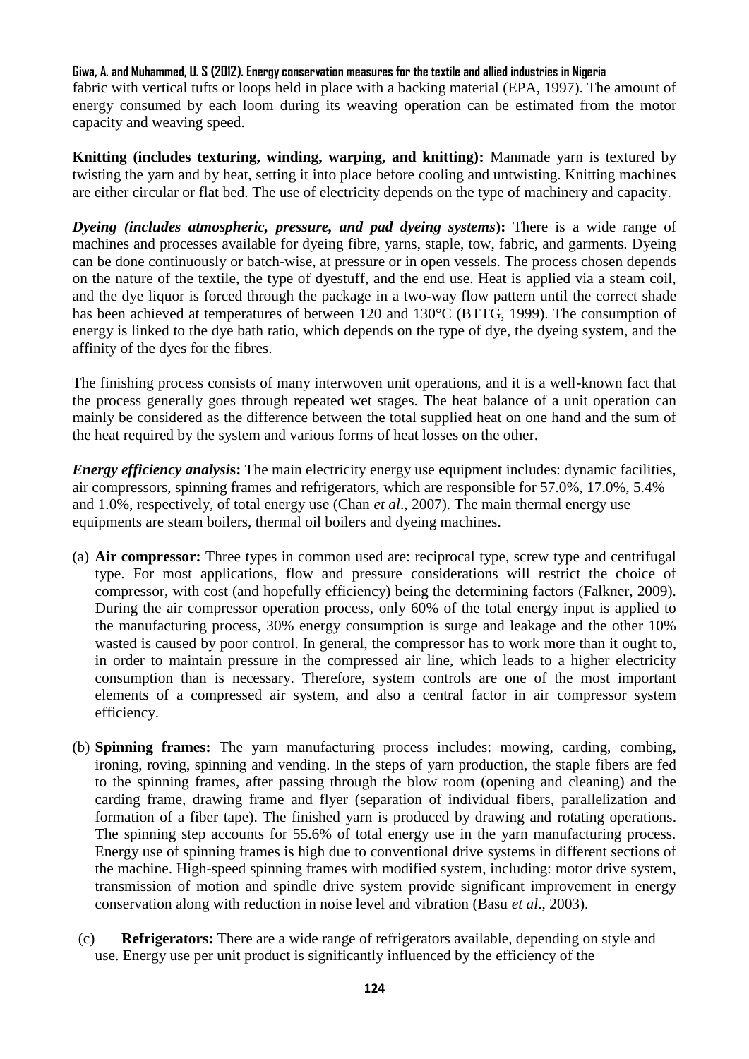fabric with vertical tufts or loops held in place with a backing material (EPA, 1997). The amount of energy consumed by each loom during its weaving operation can be estimated from the motor capacity and weaving speed.

**Knitting (includes texturing, winding, warping, and knitting):** Manmade yarn is textured by twisting the yarn and by heat, setting it into place before cooling and untwisting. Knitting machines are either circular or flat bed. The use of electricity depends on the type of machinery and capacity.

***Dyeing (includes atmospheric, pressure, and pad dyeing systems*):** There is a wide range of machines and processes available for dyeing fibre, yarns, staple, tow, fabric, and garments. Dyeing can be done continuously or batch-wise, at pressure or in open vessels. The process chosen depends on the nature of the textile, the type of dyestuff, and the end use. Heat is applied via a steam coil, and the dye liquor is forced through the package in a two-way flow pattern until the correct shade has been achieved at temperatures of between 120 and 130°C (BTTG, 1999). The consumption of energy is linked to the dye bath ratio, which depends on the type of dye, the dyeing system, and the affinity of the dyes for the fibres.

The finishing process consists of many interwoven unit operations, and it is a well-known fact that the process generally goes through repeated wet stages. The heat balance of a unit operation can mainly be considered as the difference between the total supplied heat on one hand and the sum of the heat required by the system and various forms of heat losses on the other.

***Energy efficiency analysi*s:** The main electricity energy use equipment includes: dynamic facilities, air compressors, spinning frames and refrigerators, which are responsible for 57.0%, 17.0%, 5.4% and 1.0%, respectively, of total energy use (Chan *et al*., 2007). The main thermal energy use equipments are steam boilers, thermal oil boilers and dyeing machines.

(a) **Air compressor:** Three types in common used are: reciprocal type, screw type and centrifugal type. For most applications, flow and pressure considerations will restrict the choice of compressor, with cost (and hopefully efficiency) being the determining factors (Falkner, 2009). During the air compressor operation process, only 60% of the total energy input is applied to the manufacturing process, 30% energy consumption is surge and leakage and the other 10% wasted is caused by poor control. In general, the compressor has to work more than it ought to, in order to maintain pressure in the compressed air line, which leads to a higher electricity consumption than is necessary. Therefore, system controls are one of the most important elements of a compressed air system, and also a central factor in air compressor system efficiency.

(b) **Spinning frames:** The yarn manufacturing process includes: mowing, carding, combing, ironing, roving, spinning and vending. In the steps of yarn production, the staple fibers are fed to the spinning frames, after passing through the blow room (opening and cleaning) and the carding frame, drawing frame and flyer (separation of individual fibers, parallelization and formation of a fiber tape). The finished yarn is produced by drawing and rotating operations. The spinning step accounts for 55.6% of total energy use in the yarn manufacturing process. Energy use of spinning frames is high due to conventional drive systems in different sections of the machine. High-speed spinning frames with modified system, including: motor drive system, transmission of motion and spindle drive system provide significant improvement in energy conservation along with reduction in noise level and vibration (Basu *et al*., 2003).

(c) **Refrigerators:** There are a wide range of refrigerators available, depending on style and use. Energy use per unit product is significantly influenced by the efficiency of the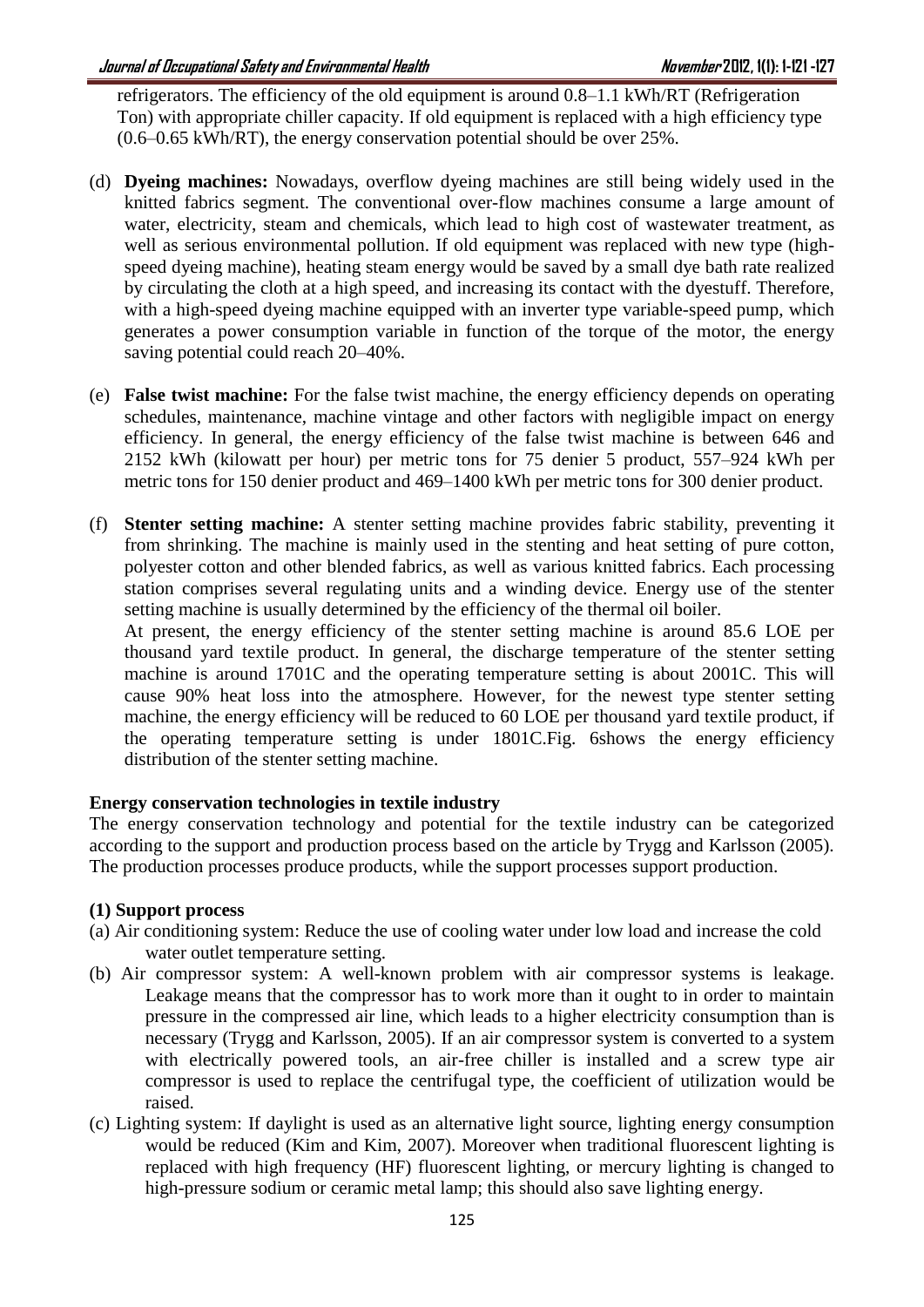refrigerators. The efficiency of the old equipment is around 0.8–1.1 kWh/RT (Refrigeration Ton) with appropriate chiller capacity. If old equipment is replaced with a high efficiency type (0.6–0.65 kWh/RT), the energy conservation potential should be over 25%.

(d) **Dyeing machines:** Nowadays, overflow dyeing machines are still being widely used in the knitted fabrics segment. The conventional over-flow machines consume a large amount of water, electricity, steam and chemicals, which lead to high cost of wastewater treatment, as well as serious environmental pollution. If old equipment was replaced with new type (high-speed dyeing machine), heating steam energy would be saved by a small dye bath rate realized by circulating the cloth at a high speed, and increasing its contact with the dyestuff. Therefore, with a high-speed dyeing machine equipped with an inverter type variable-speed pump, which generates a power consumption variable in function of the torque of the motor, the energy saving potential could reach 20–40%.

(e) **False twist machine:** For the false twist machine, the energy efficiency depends on operating schedules, maintenance, machine vintage and other factors with negligible impact on energy efficiency. In general, the energy efficiency of the false twist machine is between 646 and 2152 kWh (kilowatt per hour) per metric tons for 75 denier 5 product, 557–924 kWh per metric tons for 150 denier product and 469–1400 kWh per metric tons for 300 denier product.

(f) **Stenter setting machine:** A stenter setting machine provides fabric stability, preventing it from shrinking. The machine is mainly used in the stenting and heat setting of pure cotton, polyester cotton and other blended fabrics, as well as various knitted fabrics. Each processing station comprises several regulating units and a winding device. Energy use of the stenter setting machine is usually determined by the efficiency of the thermal oil boiler.
At present, the energy efficiency of the stenter setting machine is around 85.6 LOE per thousand yard textile product. In general, the discharge temperature of the stenter setting machine is around 1701C and the operating temperature setting is about 2001C. This will cause 90% heat loss into the atmosphere. However, for the newest type stenter setting machine, the energy efficiency will be reduced to 60 LOE per thousand yard textile product, if the operating temperature setting is under 1801C.Fig. 6shows the energy efficiency distribution of the stenter setting machine.

**Energy conservation technologies in textile industry**

The energy conservation technology and potential for the textile industry can be categorized according to the support and production process based on the article by Trygg and Karlsson (2005). The production processes produce products, while the support processes support production.

**(1) Support process**

(a) Air conditioning system: Reduce the use of cooling water under low load and increase the cold water outlet temperature setting.

(b) Air compressor system: A well-known problem with air compressor systems is leakage. Leakage means that the compressor has to work more than it ought to in order to maintain pressure in the compressed air line, which leads to a higher electricity consumption than is necessary (Trygg and Karlsson, 2005). If an air compressor system is converted to a system with electrically powered tools, an air-free chiller is installed and a screw type air compressor is used to replace the centrifugal type, the coefficient of utilization would be raised.

(c) Lighting system: If daylight is used as an alternative light source, lighting energy consumption would be reduced (Kim and Kim, 2007). Moreover when traditional fluorescent lighting is replaced with high frequency (HF) fluorescent lighting, or mercury lighting is changed to high-pressure sodium or ceramic metal lamp; this should also save lighting energy.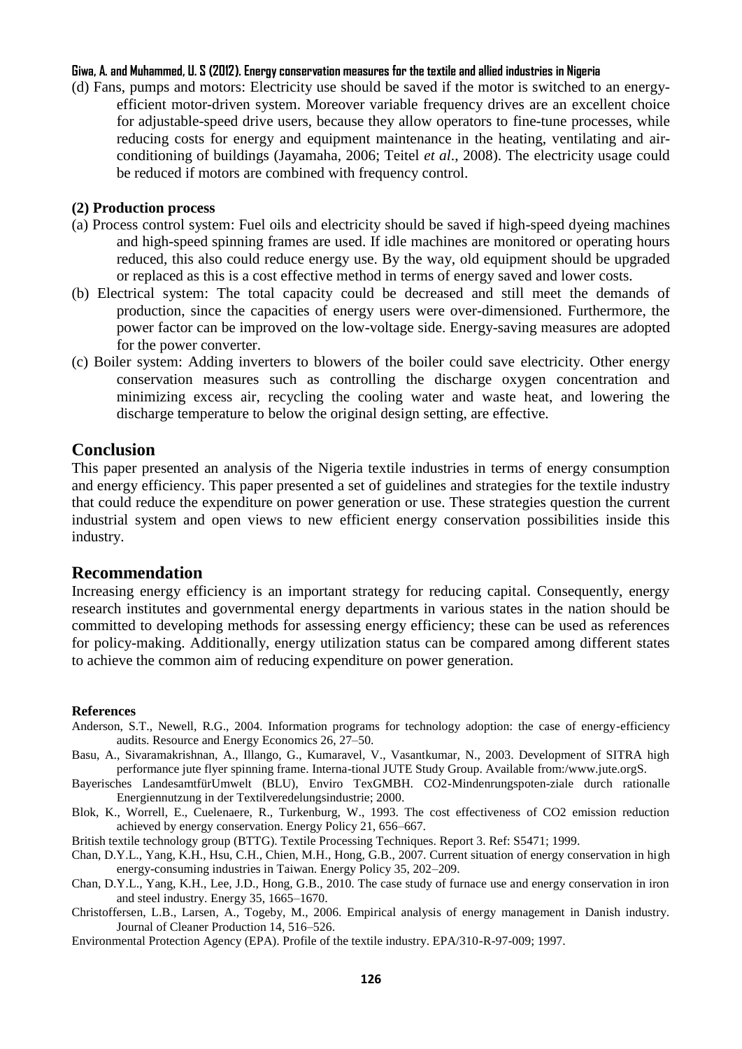(d) Fans, pumps and motors: Electricity use should be saved if the motor is switched to an energy-efficient motor-driven system. Moreover variable frequency drives are an excellent choice for adjustable-speed drive users, because they allow operators to fine-tune processes, while reducing costs for energy and equipment maintenance in the heating, ventilating and air-conditioning of buildings (Jayamaha, 2006; Teitel *et al*., 2008). The electricity usage could be reduced if motors are combined with frequency control.

**(2) Production process**

(a) Process control system: Fuel oils and electricity should be saved if high-speed dyeing machines and high-speed spinning frames are used. If idle machines are monitored or operating hours reduced, this also could reduce energy use. By the way, old equipment should be upgraded or replaced as this is a cost effective method in terms of energy saved and lower costs.

(b) Electrical system: The total capacity could be decreased and still meet the demands of production, since the capacities of energy users were over-dimensioned. Furthermore, the power factor can be improved on the low-voltage side. Energy-saving measures are adopted for the power converter.

(c) Boiler system: Adding inverters to blowers of the boiler could save electricity. Other energy conservation measures such as controlling the discharge oxygen concentration and minimizing excess air, recycling the cooling water and waste heat, and lowering the discharge temperature to below the original design setting, are effective.

## Conclusion

This paper presented an analysis of the Nigeria textile industries in terms of energy consumption and energy efficiency. This paper presented a set of guidelines and strategies for the textile industry that could reduce the expenditure on power generation or use. These strategies question the current industrial system and open views to new efficient energy conservation possibilities inside this industry.

## Recommendation

Increasing energy efficiency is an important strategy for reducing capital. Consequently, energy research institutes and governmental energy departments in various states in the nation should be committed to developing methods for assessing energy efficiency; these can be used as references for policy-making. Additionally, energy utilization status can be compared among different states to achieve the common aim of reducing expenditure on power generation.

**References**

Anderson, S.T., Newell, R.G., 2004. Information programs for technology adoption: the case of energy-efficiency audits. Resource and Energy Economics 26, 27–50.

Basu, A., Sivaramakrishnan, A., Illango, G., Kumaravel, V., Vasantkumar, N., 2003. Development of SITRA high performance jute flyer spinning frame. Interna-tional JUTE Study Group. Available from:/www.jute.orgS.

Bayerisches LandesamtfürUmwelt (BLU), Enviro TexGMBH. CO2-Mindenrungspoten-ziale durch rationalle Energiennutzung in der Textilveredelungsindustrie; 2000.

Blok, K., Worrell, E., Cuelenaere, R., Turkenburg, W., 1993. The cost effectiveness of CO2 emission reduction achieved by energy conservation. Energy Policy 21, 656–667.

British textile technology group (BTTG). Textile Processing Techniques. Report 3. Ref: S5471; 1999.

Chan, D.Y.L., Yang, K.H., Hsu, C.H., Chien, M.H., Hong, G.B., 2007. Current situation of energy conservation in high energy-consuming industries in Taiwan. Energy Policy 35, 202–209.

Chan, D.Y.L., Yang, K.H., Lee, J.D., Hong, G.B., 2010. The case study of furnace use and energy conservation in iron and steel industry. Energy 35, 1665–1670.

Christoffersen, L.B., Larsen, A., Togeby, M., 2006. Empirical analysis of energy management in Danish industry. Journal of Cleaner Production 14, 516–526.

Environmental Protection Agency (EPA). Profile of the textile industry. EPA/310-R-97-009; 1997.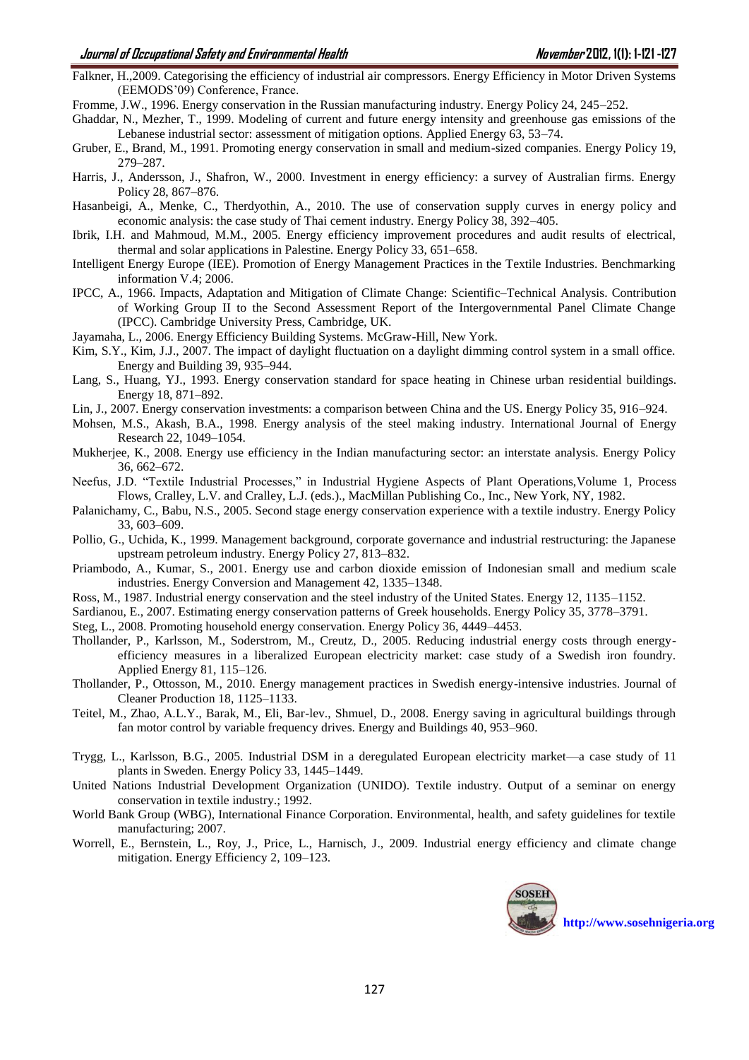Falkner, H.,2009. Categorising the efficiency of industrial air compressors. Energy Efficiency in Motor Driven Systems (EEMODS'09) Conference, France.

Fromme, J.W., 1996. Energy conservation in the Russian manufacturing industry. Energy Policy 24, 245–252.

Ghaddar, N., Mezher, T., 1999. Modeling of current and future energy intensity and greenhouse gas emissions of the Lebanese industrial sector: assessment of mitigation options. Applied Energy 63, 53–74.

Gruber, E., Brand, M., 1991. Promoting energy conservation in small and medium-sized companies. Energy Policy 19, 279–287.

Harris, J., Andersson, J., Shafron, W., 2000. Investment in energy efficiency: a survey of Australian firms. Energy Policy 28, 867–876.

Hasanbeigi, A., Menke, C., Therdyothin, A., 2010. The use of conservation supply curves in energy policy and economic analysis: the case study of Thai cement industry. Energy Policy 38, 392–405.

Ibrik, I.H. and Mahmoud, M.M., 2005. Energy efficiency improvement procedures and audit results of electrical, thermal and solar applications in Palestine. Energy Policy 33, 651–658.

Intelligent Energy Europe (IEE). Promotion of Energy Management Practices in the Textile Industries. Benchmarking information V.4; 2006.

IPCC, A., 1966. Impacts, Adaptation and Mitigation of Climate Change: Scientific–Technical Analysis. Contribution of Working Group II to the Second Assessment Report of the Intergovernmental Panel Climate Change (IPCC). Cambridge University Press, Cambridge, UK.

Jayamaha, L., 2006. Energy Efficiency Building Systems. McGraw-Hill, New York.

Kim, S.Y., Kim, J.J., 2007. The impact of daylight fluctuation on a daylight dimming control system in a small office. Energy and Building 39, 935–944.

Lang, S., Huang, YJ., 1993. Energy conservation standard for space heating in Chinese urban residential buildings. Energy 18, 871–892.

Lin, J., 2007. Energy conservation investments: a comparison between China and the US. Energy Policy 35, 916–924.

Mohsen, M.S., Akash, B.A., 1998. Energy analysis of the steel making industry. International Journal of Energy Research 22, 1049–1054.

Mukherjee, K., 2008. Energy use efficiency in the Indian manufacturing sector: an interstate analysis. Energy Policy 36, 662–672.

Neefus, J.D. "Textile Industrial Processes," in Industrial Hygiene Aspects of Plant Operations,Volume 1, Process Flows, Cralley, L.V. and Cralley, L.J. (eds.)., MacMillan Publishing Co., Inc., New York, NY, 1982.

Palanichamy, C., Babu, N.S., 2005. Second stage energy conservation experience with a textile industry. Energy Policy 33, 603–609.

Pollio, G., Uchida, K., 1999. Management background, corporate governance and industrial restructuring: the Japanese upstream petroleum industry. Energy Policy 27, 813–832.

Priambodo, A., Kumar, S., 2001. Energy use and carbon dioxide emission of Indonesian small and medium scale industries. Energy Conversion and Management 42, 1335–1348.

Ross, M., 1987. Industrial energy conservation and the steel industry of the United States. Energy 12, 1135–1152.

Sardianou, E., 2007. Estimating energy conservation patterns of Greek households. Energy Policy 35, 3778–3791.

Steg, L., 2008. Promoting household energy conservation. Energy Policy 36, 4449–4453.

Thollander, P., Karlsson, M., Soderstrom, M., Creutz, D., 2005. Reducing industrial energy costs through energy-efficiency measures in a liberalized European electricity market: case study of a Swedish iron foundry. Applied Energy 81, 115–126.

Thollander, P., Ottosson, M., 2010. Energy management practices in Swedish energy-intensive industries. Journal of Cleaner Production 18, 1125–1133.

Teitel, M., Zhao, A.L.Y., Barak, M., Eli, Bar-lev., Shmuel, D., 2008. Energy saving in agricultural buildings through fan motor control by variable frequency drives. Energy and Buildings 40, 953–960.

Trygg, L., Karlsson, B.G., 2005. Industrial DSM in a deregulated European electricity market—a case study of 11 plants in Sweden. Energy Policy 33, 1445–1449.

United Nations Industrial Development Organization (UNIDO). Textile industry. Output of a seminar on energy conservation in textile industry.; 1992.

World Bank Group (WBG), International Finance Corporation. Environmental, health, and safety guidelines for textile manufacturing; 2007.

Worrell, E., Bernstein, L., Roy, J., Price, L., Harnisch, J., 2009. Industrial energy efficiency and climate change mitigation. Energy Efficiency 2, 109–123.